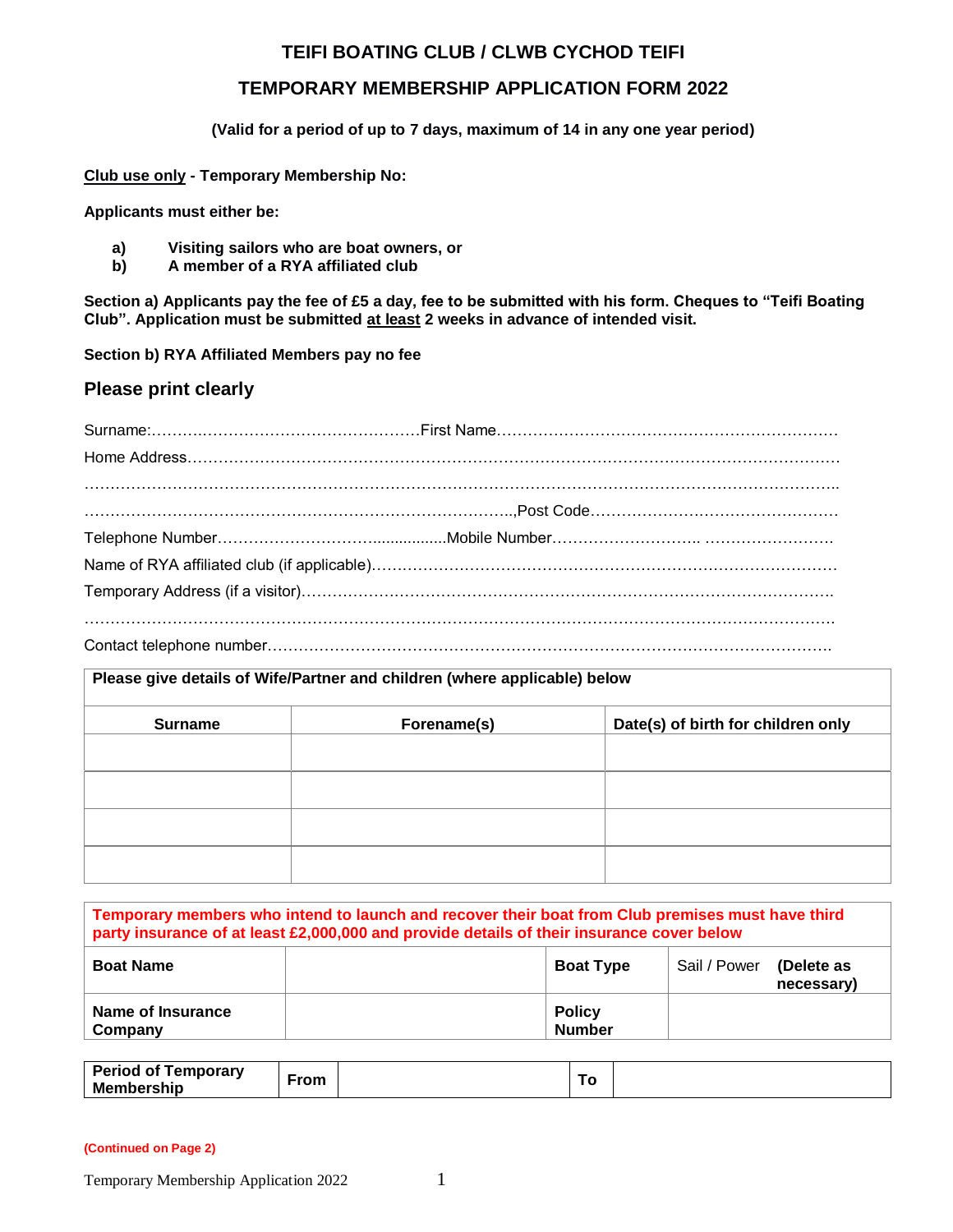# TEIFI BOATING CLUB / CLWB CYCHOD TEIFI

## TEMPORARY MEMBERSHIP APPLICATION FORM 2022

**(Valid for a period of up to 7 days, maximum of 14 in any one year period)**

**Club use only - Temporary Membership No:**

**Applicants must either be:**

**a) Visiting sailors who are boat owners, or**
**b) A member of a RYA affiliated club**

**Section a) Applicants pay the fee of £5 a day, fee to be submitted with his form. Cheques to "Teifi Boating Club". Application must be submitted at least 2 weeks in advance of intended visit.**

**Section b) RYA Affiliated Members pay no fee**

### Please print clearly

Surname:……………………………………………First Name…………………………………………………………

Home Address………………………………………………………………………………………………………………

……………………………………………………………………………………………………………………………………

………………………………………………………………………….,Post Code…………………………………………

Telephone Number……………………………...............Mobile Number……………………….. ……………………

Name of RYA affiliated club (if applicable)……………………………………………………………………………

Temporary Address (if a visitor)………………………………………………………………………………………….

……………………………………………………………………………………………………………………………………

Contact telephone number……………………………………………………………………………………………….

| Please give details of Wife/Partner and children (where applicable) below | | |
|---|---|---|
| **Surname** | **Forename(s)** | **Date(s) of birth for children only** |
| | | |
| | | |
| | | |
| | | |

| Temporary members who intend to launch and recover their boat from Club premises must have third party insurance of at least £2,000,000 and provide details of their insurance cover below | | | |
|---|---|---|---|
| **Boat Name** | | **Boat Type** | Sail / Power **(Delete as necessary)** |
| **Name of Insurance Company** | | **Policy Number** | |

| **Period of Temporary Membership** | **From** | | **To** | |
|---|---|---|---|---|

**(Continued on Page 2)**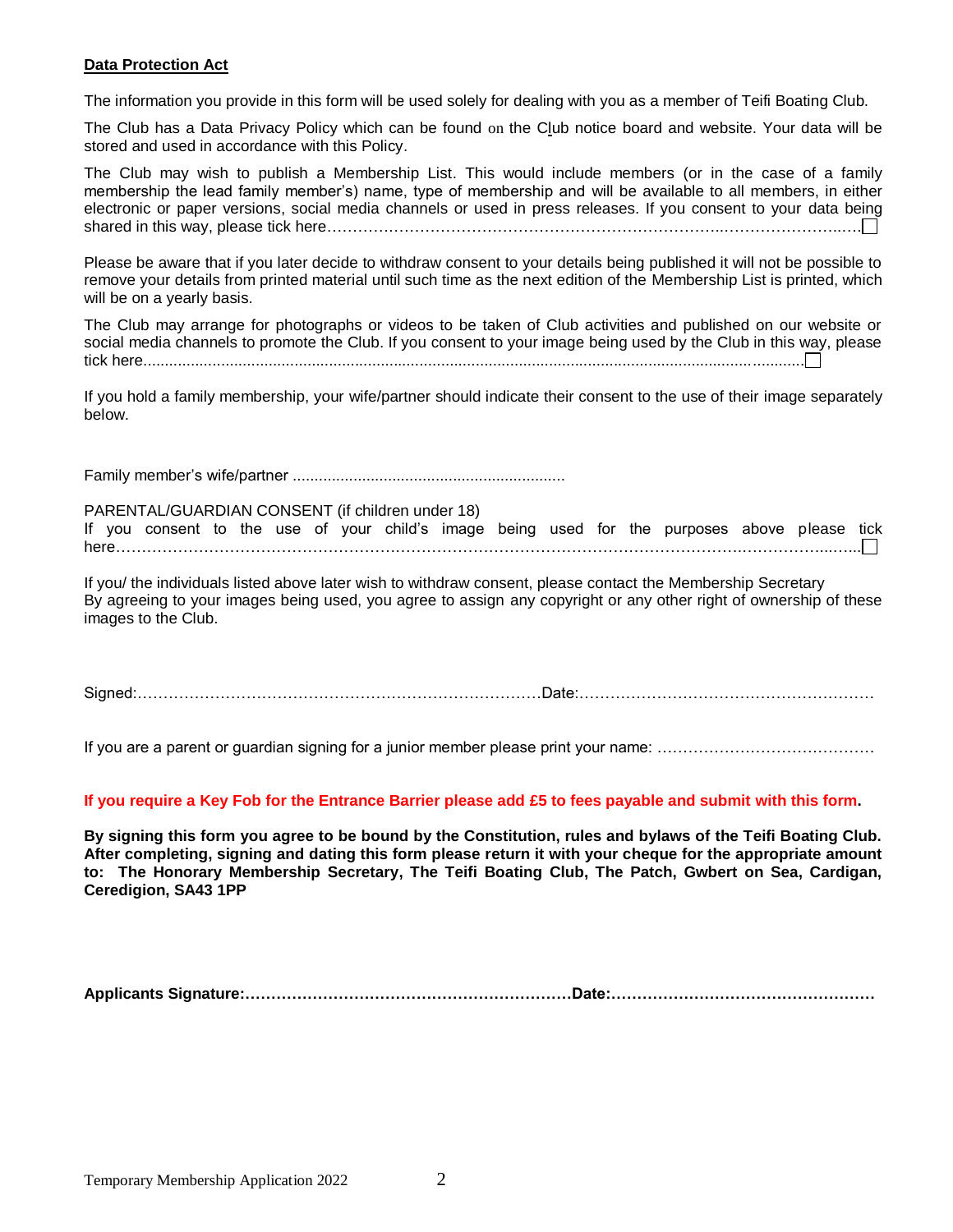**Data Protection Act**

The information you provide in this form will be used solely for dealing with you as a member of Teifi Boating Club.

The Club has a Data Privacy Policy which can be found on the Club notice board and website. Your data will be stored and used in accordance with this Policy.

The Club may wish to publish a Membership List. This would include members (or in the case of a family membership the lead family member's) name, type of membership and will be available to all members, in either electronic or paper versions, social media channels or used in press releases. If you consent to your data being shared in this way, please tick here…………………………………………………………………………………………………☐

Please be aware that if you later decide to withdraw consent to your details being published it will not be possible to remove your details from printed material until such time as the next edition of the Membership List is printed, which will be on a yearly basis.

The Club may arrange for photographs or videos to be taken of Club activities and published on our website or social media channels to promote the Club. If you consent to your image being used by the Club in this way, please tick here..........................................................................................................................................☐

If you hold a family membership, your wife/partner should indicate their consent to the use of their image separately below.

Family member's wife/partner ..............................................................

PARENTAL/GUARDIAN CONSENT (if children under 18)
If you consent to the use of your child's image being used for the purposes above please tick here……………………………………………………………………………………………………………………………☐

If you/ the individuals listed above later wish to withdraw consent, please contact the Membership Secretary
By agreeing to your images being used, you agree to assign any copyright or any other right of ownership of these images to the Club.

Signed:…………………………………………………………………………Date:…………………………………………………

If you are a parent or guardian signing for a junior member please print your name: ……………………………………

**If you require a Key Fob for the Entrance Barrier please add £5 to fees payable and submit with this form.**

**By signing this form you agree to be bound by the Constitution, rules and bylaws of the Teifi Boating Club. After completing, signing and dating this form please return it with your cheque for the appropriate amount to: The Honorary Membership Secretary, The Teifi Boating Club, The Patch, Gwbert on Sea, Cardigan, Ceredigion, SA43 1PP**

**Applicants Signature:………………………………………………………Date:……………………………………………**

Temporary Membership Application 2022